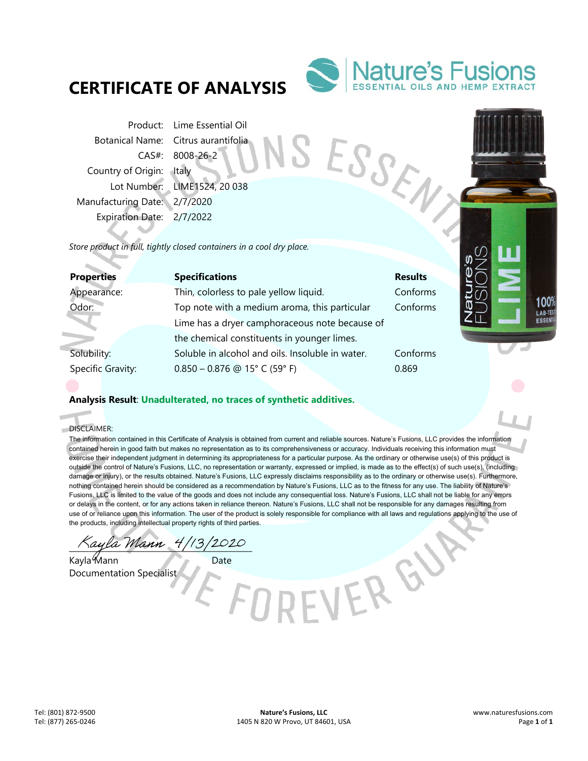# CERTIFICATE OF ANALYSIS

Nature's Fusions
ESSENTIAL OILS AND HEMP EXTRACT

| | |
|---|---|
| Product: | Lime Essential Oil |
| Botanical Name: | Citrus aurantifolia |
| CAS#: | 8008-26-2 |
| Country of Origin: | Italy |
| Lot Number: | LIME1524, 20 038 |
| Manufacturing Date: | 2/7/2020 |
| Expiration Date: | 2/7/2022 |

*Store product in full, tightly closed containers in a cool dry place.*

| Properties | Specifications | Results |
|---|---|---|
| Appearance: | Thin, colorless to pale yellow liquid. | Conforms |
| Odor: | Top note with a medium aroma, this particular Lime has a dryer camphoraceous note because of the chemical constituents in younger limes. | Conforms |
| Solubility: | Soluble in alcohol and oils. Insoluble in water. | Conforms |
| Specific Gravity: | 0.850 – 0.876 @ 15° C (59° F) | 0.869 |

**Analysis Result**: **Unadulterated, no traces of synthetic additives.**

DISCLAIMER:
The information contained in this Certificate of Analysis is obtained from current and reliable sources. Nature's Fusions, LLC provides the information contained herein in good faith but makes no representation as to its comprehensiveness or accuracy. Individuals receiving this information must exercise their independent judgment in determining its appropriateness for a particular purpose. As the ordinary or otherwise use(s) of this product is outside the control of Nature's Fusions, LLC, no representation or warranty, expressed or implied, is made as to the effect(s) of such use(s), (including damage or injury), or the results obtained. Nature's Fusions, LLC expressly disclaims responsibility as to the ordinary or otherwise use(s). Furthermore, nothing contained herein should be considered as a recommendation by Nature's Fusions, LLC as to the fitness for any use. The liability of Nature's Fusions, LLC is limited to the value of the goods and does not include any consequential loss. Nature's Fusions, LLC shall not be liable for any errors or delays in the content, or for any actions taken in reliance thereon. Nature's Fusions, LLC shall not be responsible for any damages resulting from use of or reliance upon this information. The user of the product is solely responsible for compliance with all laws and regulations applying to the use of the products, including intellectual property rights of third parties.

*Kayla Mann* *4/13/2020*

Kayla Mann — Date
Documentation Specialist

Tel: (801) 872-9500
Tel: (877) 265-0246

**Nature's Fusions, LLC**
1405 N 820 W Provo, UT 84601, USA

www.naturesfusions.com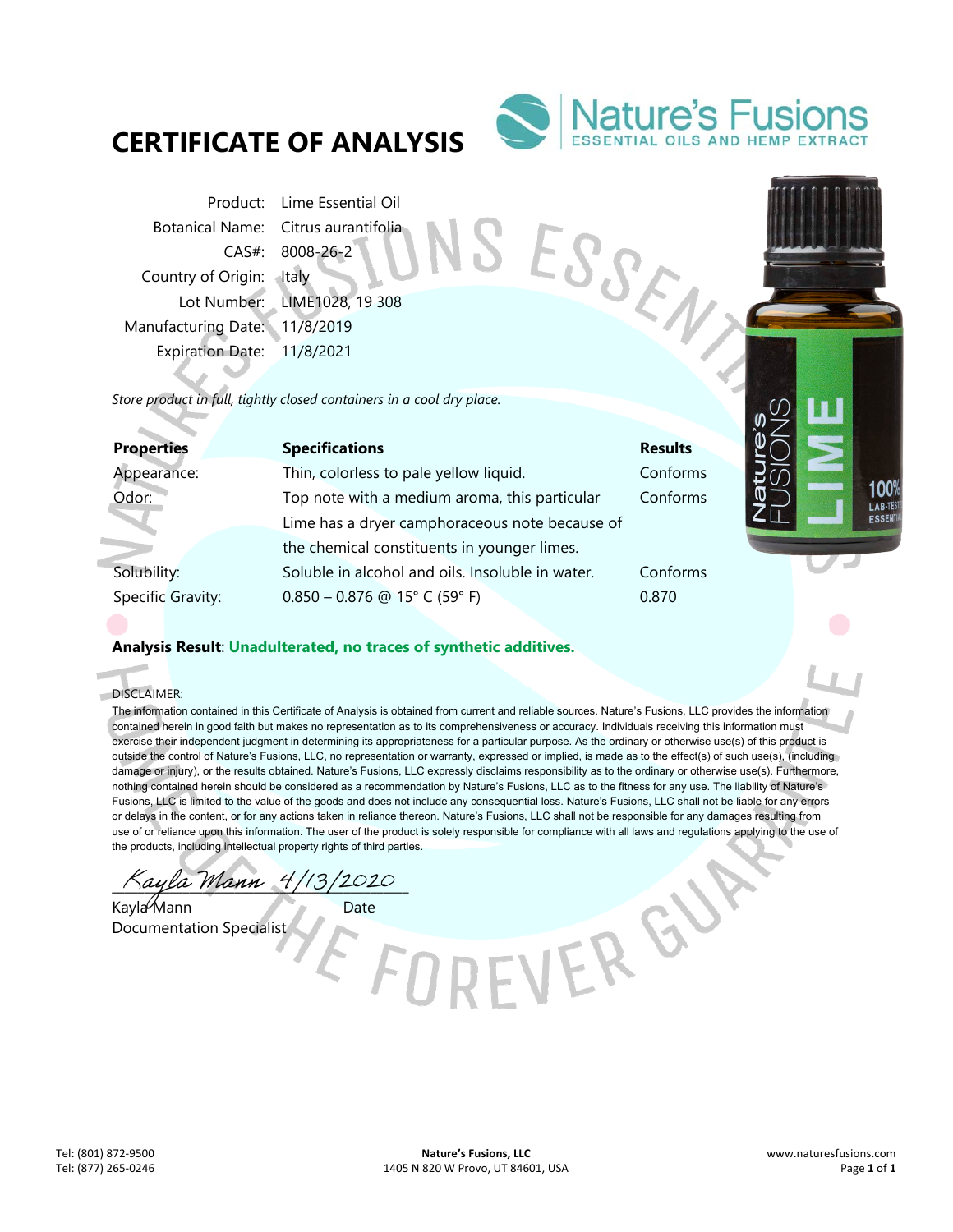# CERTIFICATE OF ANALYSIS

Nature's Fusions
ESSENTIAL OILS AND HEMP EXTRACT

| | |
|---|---|
| Product: | Lime Essential Oil |
| Botanical Name: | Citrus aurantifolia |
| CAS#: | 8008-26-2 |
| Country of Origin: | Italy |
| Lot Number: | LIME1028, 19 308 |
| Manufacturing Date: | 11/8/2019 |
| Expiration Date: | 11/8/2021 |

*Store product in full, tightly closed containers in a cool dry place.*

| Properties | Specifications | Results |
|---|---|---|
| Appearance: | Thin, colorless to pale yellow liquid. | Conforms |
| Odor: | Top note with a medium aroma, this particular Lime has a dryer camphoraceous note because of the chemical constituents in younger limes. | Conforms |
| Solubility: | Soluble in alcohol and oils. Insoluble in water. | Conforms |
| Specific Gravity: | 0.850 – 0.876 @ 15° C (59° F) | 0.870 |

**Analysis Result**: **Unadulterated, no traces of synthetic additives.**

DISCLAIMER:
The information contained in this Certificate of Analysis is obtained from current and reliable sources. Nature's Fusions, LLC provides the information contained herein in good faith but makes no representation as to its comprehensiveness or accuracy. Individuals receiving this information must exercise their independent judgment in determining its appropriateness for a particular purpose. As the ordinary or otherwise use(s) of this product is outside the control of Nature's Fusions, LLC, no representation or warranty, expressed or implied, is made as to the effect(s) of such use(s), (including damage or injury), or the results obtained. Nature's Fusions, LLC expressly disclaims responsibility as to the ordinary or otherwise use(s). Furthermore, nothing contained herein should be considered as a recommendation by Nature's Fusions, LLC as to the fitness for any use. The liability of Nature's Fusions, LLC is limited to the value of the goods and does not include any consequential loss. Nature's Fusions, LLC shall not be liable for any errors or delays in the content, or for any actions taken in reliance thereon. Nature's Fusions, LLC shall not be responsible for any damages resulting from use of or reliance upon this information. The user of the product is solely responsible for compliance with all laws and regulations applying to the use of the products, including intellectual property rights of third parties.

*Kayla Mann* 4/13/2020

Kayla Mann — Date
Documentation Specialist

Tel: (801) 872-9500
Tel: (877) 265-0246

**Nature's Fusions, LLC**
1405 N 820 W Provo, UT 84601, USA

www.naturesfusions.com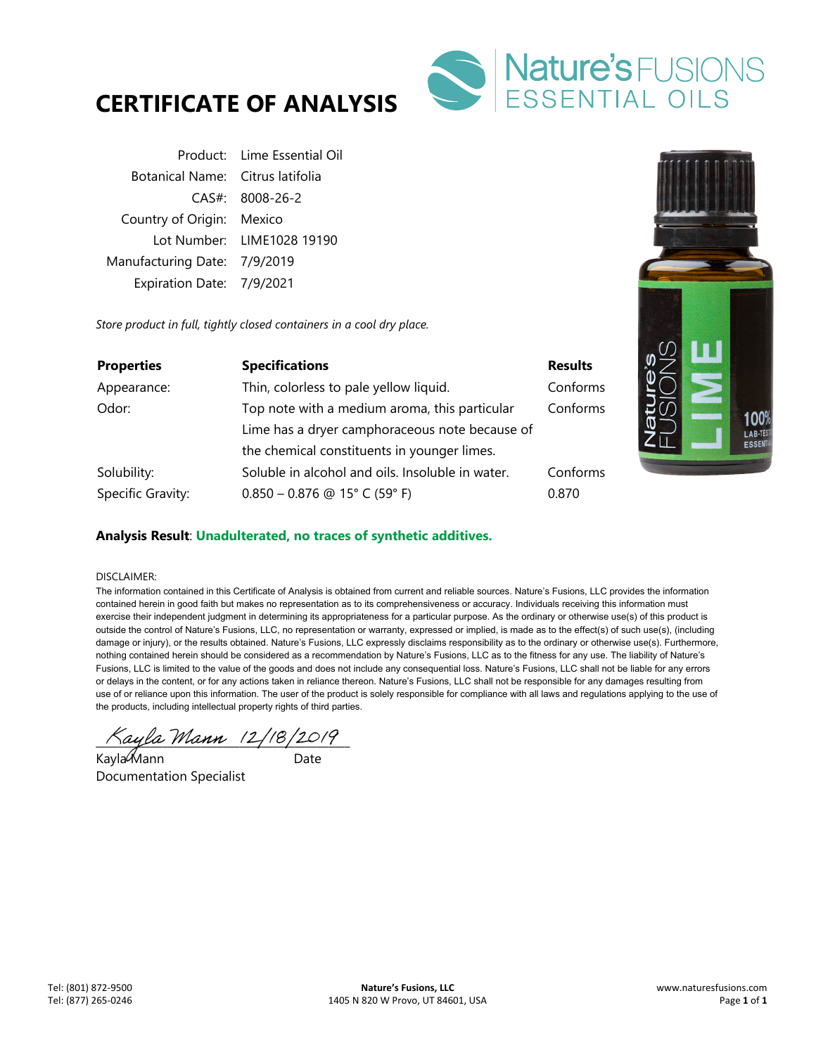# CERTIFICATE OF ANALYSIS

Nature's FUSIONS ESSENTIAL OILS

| | |
|---|---|
| Product: | Lime Essential Oil |
| Botanical Name: | Citrus latifolia |
| CAS#: | 8008-26-2 |
| Country of Origin: | Mexico |
| Lot Number: | LIME1028 19190 |
| Manufacturing Date: | 7/9/2019 |
| Expiration Date: | 7/9/2021 |

*Store product in full, tightly closed containers in a cool dry place.*

| **Properties** | **Specifications** | **Results** |
|---|---|---|
| Appearance: | Thin, colorless to pale yellow liquid. | Conforms |
| Odor: | Top note with a medium aroma, this particular Lime has a dryer camphoraceous note because of the chemical constituents in younger limes. | Conforms |
| Solubility: | Soluble in alcohol and oils. Insoluble in water. | Conforms |
| Specific Gravity: | 0.850 – 0.876 @ 15° C (59° F) | 0.870 |

**Analysis Result**: **Unadulterated, no traces of synthetic additives.**

DISCLAIMER:

The information contained in this Certificate of Analysis is obtained from current and reliable sources. Nature's Fusions, LLC provides the information contained herein in good faith but makes no representation as to its comprehensiveness or accuracy. Individuals receiving this information must exercise their independent judgment in determining its appropriateness for a particular purpose. As the ordinary or otherwise use(s) of this product is outside the control of Nature's Fusions, LLC, no representation or warranty, expressed or implied, is made as to the effect(s) of such use(s), (including damage or injury), or the results obtained. Nature's Fusions, LLC expressly disclaims responsibility as to the ordinary or otherwise use(s). Furthermore, nothing contained herein should be considered as a recommendation by Nature's Fusions, LLC as to the fitness for any use. The liability of Nature's Fusions, LLC is limited to the value of the goods and does not include any consequential loss. Nature's Fusions, LLC shall not be liable for any errors or delays in the content, or for any actions taken in reliance thereon. Nature's Fusions, LLC shall not be responsible for any damages resulting from use of or reliance upon this information. The user of the product is solely responsible for compliance with all laws and regulations applying to the use of the products, including intellectual property rights of third parties.

*Kayla Mann* 12/18/2019

Kayla Mann — Date

Documentation Specialist

Tel: (801) 872-9500
Tel: (877) 265-0246

**Nature's Fusions, LLC**
1405 N 820 W Provo, UT 84601, USA

www.naturesfusions.com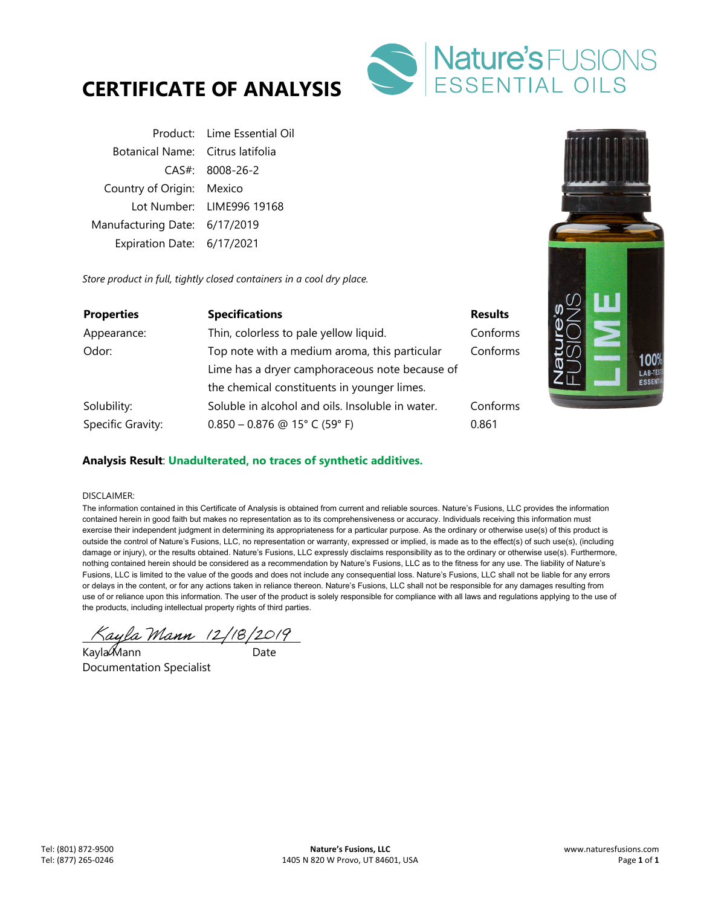# CERTIFICATE OF ANALYSIS

Nature's FUSIONS ESSENTIAL OILS

| | |
|---|---|
| Product: | Lime Essential Oil |
| Botanical Name: | Citrus latifolia |
| CAS#: | 8008-26-2 |
| Country of Origin: | Mexico |
| Lot Number: | LIME996 19168 |
| Manufacturing Date: | 6/17/2019 |
| Expiration Date: | 6/17/2021 |

*Store product in full, tightly closed containers in a cool dry place.*

| **Properties** | **Specifications** | **Results** |
|---|---|---|
| Appearance: | Thin, colorless to pale yellow liquid. | Conforms |
| Odor: | Top note with a medium aroma, this particular Lime has a dryer camphoraceous note because of the chemical constituents in younger limes. | Conforms |
| Solubility: | Soluble in alcohol and oils. Insoluble in water. | Conforms |
| Specific Gravity: | 0.850 – 0.876 @ 15° C (59° F) | 0.861 |

**Analysis Result**: **Unadulterated, no traces of synthetic additives.**

DISCLAIMER:
The information contained in this Certificate of Analysis is obtained from current and reliable sources. Nature's Fusions, LLC provides the information contained herein in good faith but makes no representation as to its comprehensiveness or accuracy. Individuals receiving this information must exercise their independent judgment in determining its appropriateness for a particular purpose. As the ordinary or otherwise use(s) of this product is outside the control of Nature's Fusions, LLC, no representation or warranty, expressed or implied, is made as to the effect(s) of such use(s), (including damage or injury), or the results obtained. Nature's Fusions, LLC expressly disclaims responsibility as to the ordinary or otherwise use(s). Furthermore, nothing contained herein should be considered as a recommendation by Nature's Fusions, LLC as to the fitness for any use. The liability of Nature's Fusions, LLC is limited to the value of the goods and does not include any consequential loss. Nature's Fusions, LLC shall not be liable for any errors or delays in the content, or for any actions taken in reliance thereon. Nature's Fusions, LLC shall not be responsible for any damages resulting from use of or reliance upon this information. The user of the product is solely responsible for compliance with all laws and regulations applying to the use of the products, including intellectual property rights of third parties.

*Kayla Mann 12/18/2019*

Kayla Mann — Date

Documentation Specialist

Tel: (801) 872-9500
Tel: (877) 265-0246

**Nature's Fusions, LLC**
1405 N 820 W Provo, UT 84601, USA

www.naturesfusions.com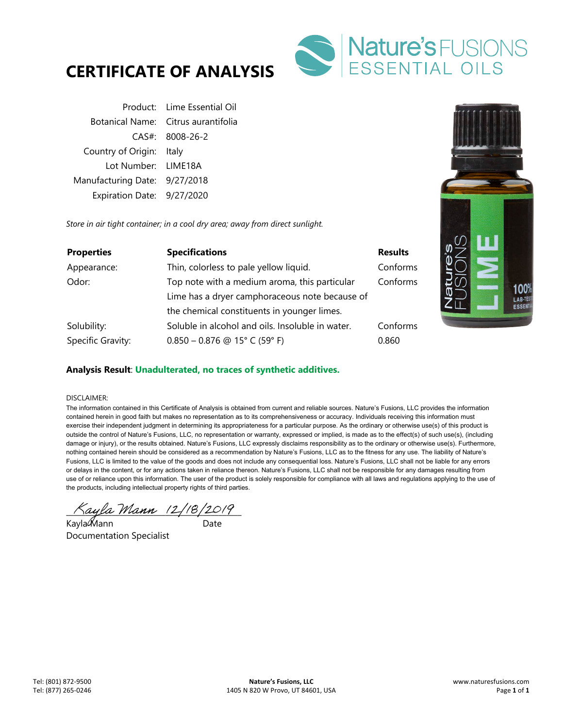# CERTIFICATE OF ANALYSIS

Nature's FUSIONS ESSENTIAL OILS

| | |
|---|---|
| Product: | Lime Essential Oil |
| Botanical Name: | Citrus aurantifolia |
| CAS#: | 8008-26-2 |
| Country of Origin: | Italy |
| Lot Number: | LIME18A |
| Manufacturing Date: | 9/27/2018 |
| Expiration Date: | 9/27/2020 |

*Store in air tight container; in a cool dry area; away from direct sunlight.*

| Properties | Specifications | Results |
|---|---|---|
| Appearance: | Thin, colorless to pale yellow liquid. | Conforms |
| Odor: | Top note with a medium aroma, this particular Lime has a dryer camphoraceous note because of the chemical constituents in younger limes. | Conforms |
| Solubility: | Soluble in alcohol and oils. Insoluble in water. | Conforms |
| Specific Gravity: | 0.850 – 0.876 @ 15° C (59° F) | 0.860 |

**Analysis Result**: **Unadulterated, no traces of synthetic additives.**

DISCLAIMER:
The information contained in this Certificate of Analysis is obtained from current and reliable sources. Nature's Fusions, LLC provides the information contained herein in good faith but makes no representation as to its comprehensiveness or accuracy. Individuals receiving this information must exercise their independent judgment in determining its appropriateness for a particular purpose. As the ordinary or otherwise use(s) of this product is outside the control of Nature's Fusions, LLC, no representation or warranty, expressed or implied, is made as to the effect(s) of such use(s), (including damage or injury), or the results obtained. Nature's Fusions, LLC expressly disclaims responsibility as to the ordinary or otherwise use(s). Furthermore, nothing contained herein should be considered as a recommendation by Nature's Fusions, LLC as to the fitness for any use. The liability of Nature's Fusions, LLC is limited to the value of the goods and does not include any consequential loss. Nature's Fusions, LLC shall not be liable for any errors or delays in the content, or for any actions taken in reliance thereon. Nature's Fusions, LLC shall not be responsible for any damages resulting from use of or reliance upon this information. The user of the product is solely responsible for compliance with all laws and regulations applying to the use of the products, including intellectual property rights of third parties.

*Kayla Mann* 12/18/2019

Kayla Mann — Date

Documentation Specialist

Tel: (801) 872-9500
Tel: (877) 265-0246

**Nature's Fusions, LLC**
1405 N 820 W Provo, UT 84601, USA

www.naturesfusions.com